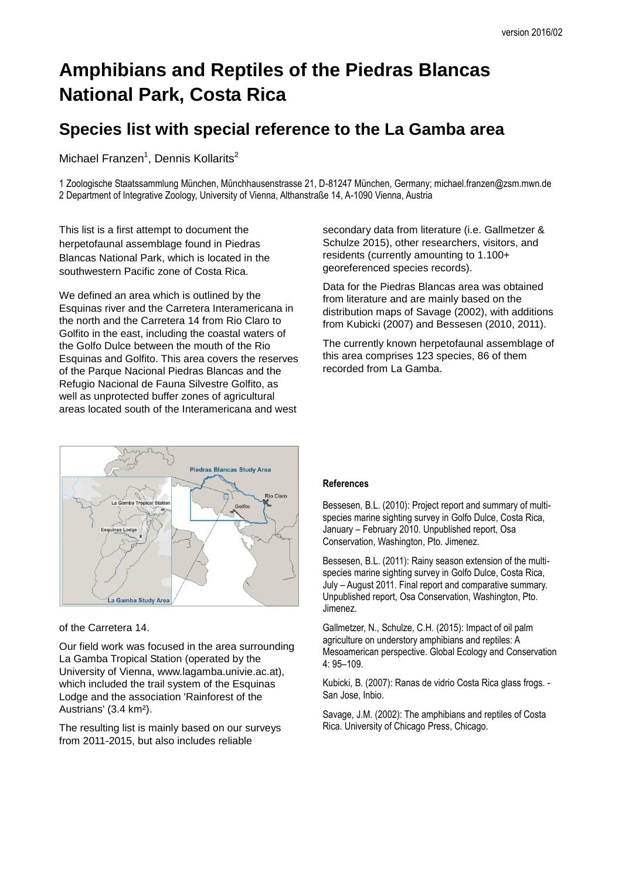# Amphibians and Reptiles of the Piedras Blancas National Park, Costa Rica

## Species list with special reference to the La Gamba area

Michael Franzen[1], Dennis Kollarits[2]

1 Zoologische Staatssammlung München, Münchhausenstrasse 21, D-81247 München, Germany; michael.franzen@zsm.mwn.de
2 Department of Integrative Zoology, University of Vienna, Althanstraße 14, A-1090 Vienna, Austria

This list is a first attempt to document the herpetofaunal assemblage found in Piedras Blancas National Park, which is located in the southwestern Pacific zone of Costa Rica.

We defined an area which is outlined by the Esquinas river and the Carretera Interamericana in the north and the Carretera 14 from Rio Claro to Golfito in the east, including the coastal waters of the Golfo Dulce between the mouth of the Rio Esquinas and Golfito. This area covers the reserves of the Parque Nacional Piedras Blancas and the Refugio Nacional de Fauna Silvestre Golfito, as well as unprotected buffer zones of agricultural areas located south of the Interamericana and west of the Carretera 14.

Our field work was focused in the area surrounding La Gamba Tropical Station (operated by the University of Vienna, www.lagamba.univie.ac.at), which included the trail system of the Esquinas Lodge and the association 'Rainforest of the Austrians' (3.4 km²).

The resulting list is mainly based on our surveys from 2011-2015, but also includes reliable secondary data from literature (i.e. Gallmetzer & Schulze 2015), other researchers, visitors, and residents (currently amounting to 1.100+ georeferenced species records).

Data for the Piedras Blancas area was obtained from literature and are mainly based on the distribution maps of Savage (2002), with additions from Kubicki (2007) and Bessesen (2010, 2011).

The currently known herpetofaunal assemblage of this area comprises 123 species, 86 of them recorded from La Gamba.

#### References

Bessesen, B.L. (2010): Project report and summary of multi-species marine sighting survey in Golfo Dulce, Costa Rica, January – February 2010. Unpublished report, Osa Conservation, Washington, Pto. Jimenez.

Bessesen, B.L. (2011): Rainy season extension of the multi-species marine sighting survey in Golfo Dulce, Costa Rica, July – August 2011. Final report and comparative summary. Unpublished report, Osa Conservation, Washington, Pto. Jimenez.

Gallmetzer, N., Schulze, C.H. (2015): Impact of oil palm agriculture on understory amphibians and reptiles: A Mesoamerican perspective. Global Ecology and Conservation 4: 95–109.

Kubicki, B. (2007): Ranas de vidrio Costa Rica glass frogs. - San Jose, Inbio.

Savage, J.M. (2002): The amphibians and reptiles of Costa Rica. University of Chicago Press, Chicago.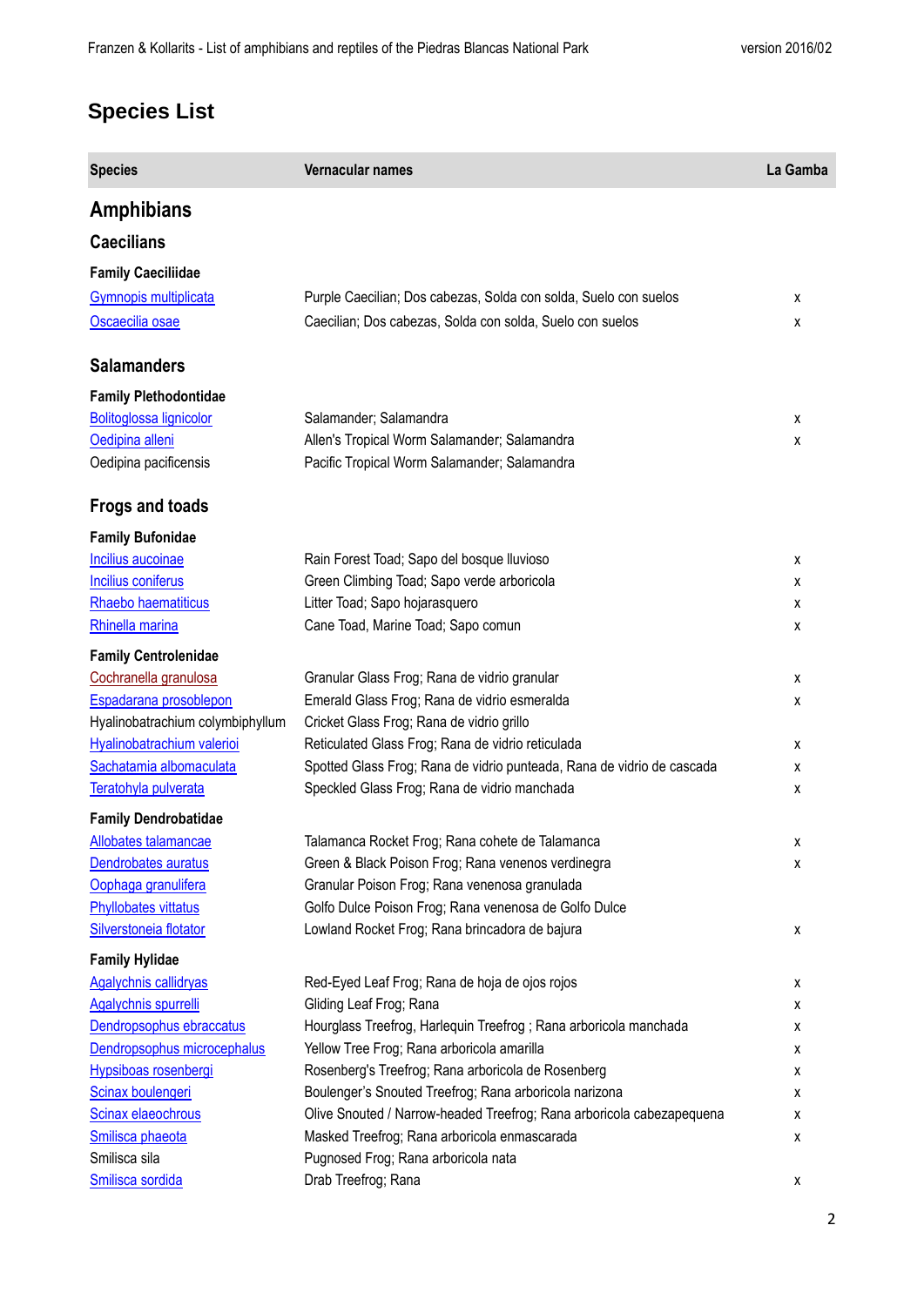## Species List

| Species | Vernacular names | La Gamba |
|---|---|---|
| **Amphibians** | | |
| **Caecilians** | | |
| **Family Caeciliidae** | | |
| Gymnopis multiplicata | Purple Caecilian; Dos cabezas, Solda con solda, Suelo con suelos | x |
| Oscaecilia osae | Caecilian; Dos cabezas, Solda con solda, Suelo con suelos | x |
| **Salamanders** | | |
| **Family Plethodontidae** | | |
| Bolitoglossa lignicolor | Salamander; Salamandra | x |
| Oedipina alleni | Allen's Tropical Worm Salamander; Salamandra | x |
| Oedipina pacificensis | Pacific Tropical Worm Salamander; Salamandra | |
| **Frogs and toads** | | |
| **Family Bufonidae** | | |
| Incilius aucoinae | Rain Forest Toad; Sapo del bosque lluvioso | x |
| Incilius coniferus | Green Climbing Toad; Sapo verde arboricola | x |
| Rhaebo haematiticus | Litter Toad; Sapo hojarasquero | x |
| Rhinella marina | Cane Toad, Marine Toad; Sapo comun | x |
| **Family Centrolenidae** | | |
| Cochranella granulosa | Granular Glass Frog; Rana de vidrio granular | x |
| Espadarana prosoblepon | Emerald Glass Frog; Rana de vidrio esmeralda | x |
| Hyalinobatrachium colymbiphyllum | Cricket Glass Frog; Rana de vidrio grillo | |
| Hyalinobatrachium valerioi | Reticulated Glass Frog; Rana de vidrio reticulada | x |
| Sachatamia albomaculata | Spotted Glass Frog; Rana de vidrio punteada, Rana de vidrio de cascada | x |
| Teratohyla pulverata | Speckled Glass Frog; Rana de vidrio manchada | x |
| **Family Dendrobatidae** | | |
| Allobates talamancae | Talamanca Rocket Frog; Rana cohete de Talamanca | x |
| Dendrobates auratus | Green & Black Poison Frog; Rana venenos verdinegra | x |
| Oophaga granulifera | Granular Poison Frog; Rana venenosa granulada | |
| Phyllobates vittatus | Golfo Dulce Poison Frog; Rana venenosa de Golfo Dulce | |
| Silverstoneia flotator | Lowland Rocket Frog; Rana brincadora de bajura | x |
| **Family Hylidae** | | |
| Agalychnis callidryas | Red-Eyed Leaf Frog; Rana de hoja de ojos rojos | x |
| Agalychnis spurrelli | Gliding Leaf Frog; Rana | x |
| Dendropsophus ebraccatus | Hourglass Treefrog, Harlequin Treefrog ; Rana arboricola manchada | x |
| Dendropsophus microcephalus | Yellow Tree Frog; Rana arboricola amarilla | x |
| Hypsiboas rosenbergi | Rosenberg's Treefrog; Rana arboricola de Rosenberg | x |
| Scinax boulengeri | Boulenger's Snouted Treefrog; Rana arboricola narizona | x |
| Scinax elaeochrous | Olive Snouted / Narrow-headed Treefrog; Rana arboricola cabezapequena | x |
| Smilisca phaeota | Masked Treefrog; Rana arboricola enmascarada | x |
| Smilisca sila | Pugnosed Frog; Rana arboricola nata | |
| Smilisca sordida | Drab Treefrog; Rana | x |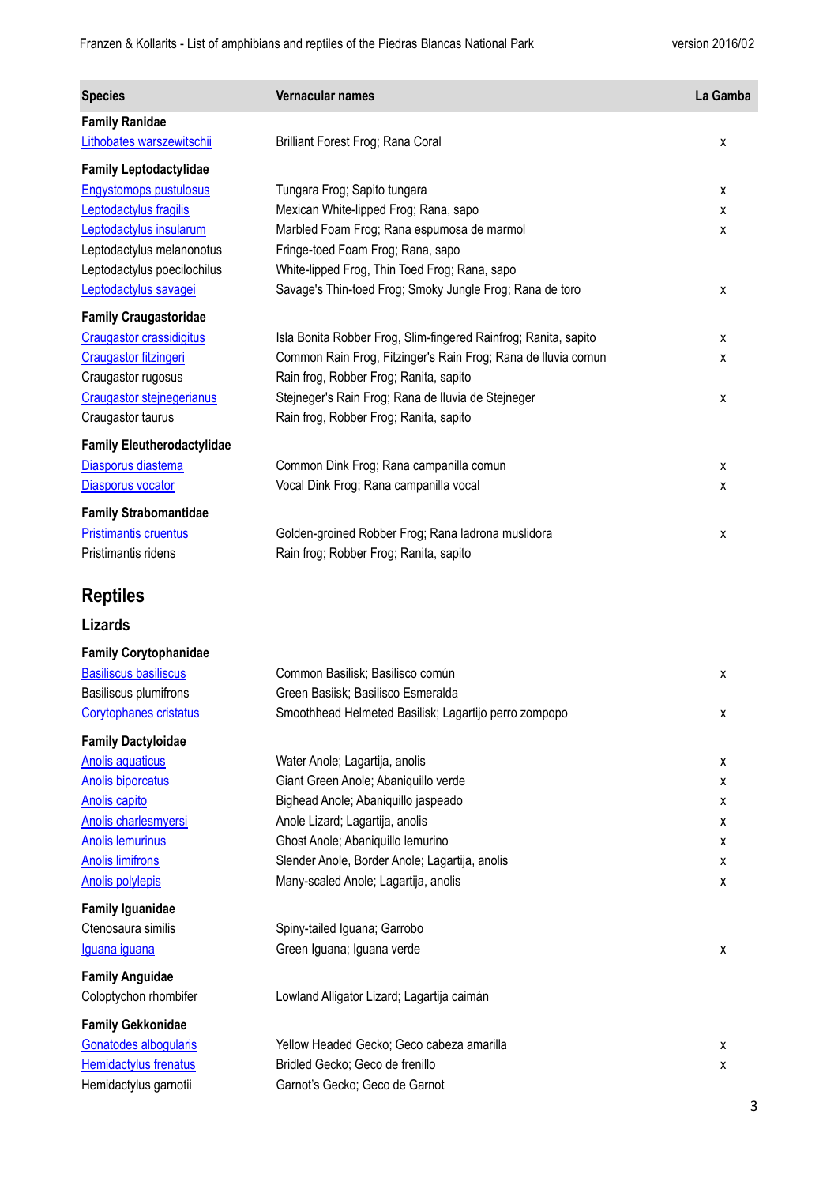| Species | Vernacular names | La Gamba |
|---|---|---|
| **Family Ranidae** | | |
| Lithobates warszewitschii | Brilliant Forest Frog; Rana Coral | x |
| **Family Leptodactylidae** | | |
| Engystomops pustulosus | Tungara Frog; Sapito tungara | x |
| Leptodactylus fragilis | Mexican White-lipped Frog; Rana, sapo | x |
| Leptodactylus insularum | Marbled Foam Frog; Rana espumosa de marmol | x |
| Leptodactylus melanonotus | Fringe-toed Foam Frog; Rana, sapo | |
| Leptodactylus poecilochilus | White-lipped Frog, Thin Toed Frog; Rana, sapo | |
| Leptodactylus savagei | Savage's Thin-toed Frog; Smoky Jungle Frog; Rana de toro | x |
| **Family Craugastoridae** | | |
| Craugastor crassidigitus | Isla Bonita Robber Frog, Slim-fingered Rainfrog; Ranita, sapito | x |
| Craugastor fitzingeri | Common Rain Frog, Fitzinger's Rain Frog; Rana de lluvia comun | x |
| Craugastor rugosus | Rain frog, Robber Frog; Ranita, sapito | |
| Craugastor stejnegerianus | Stejneger's Rain Frog; Rana de lluvia de Stejneger | x |
| Craugastor taurus | Rain frog, Robber Frog; Ranita, sapito | |
| **Family Eleutherodactylidae** | | |
| Diasporus diastema | Common Dink Frog; Rana campanilla comun | x |
| Diasporus vocator | Vocal Dink Frog; Rana campanilla vocal | x |
| **Family Strabomantidae** | | |
| Pristimantis cruentus | Golden-groined Robber Frog; Rana ladrona muslidora | x |
| Pristimantis ridens | Rain frog; Robber Frog; Ranita, sapito | |

## Reptiles

### Lizards

| Species | Vernacular names | La Gamba |
|---|---|---|
| **Family Corytophanidae** | | |
| Basiliscus basiliscus | Common Basilisk; Basilisco común | x |
| Basiliscus plumifrons | Green Basiisk; Basilisco Esmeralda | |
| Corytophanes cristatus | Smoothhead Helmeted Basilisk; Lagartijo perro zompopo | x |
| **Family Dactyloidae** | | |
| Anolis aquaticus | Water Anole; Lagartija, anolis | x |
| Anolis biporcatus | Giant Green Anole; Abaniquillo verde | x |
| Anolis capito | Bighead Anole; Abaniquillo jaspeado | x |
| Anolis charlesmyersi | Anole Lizard; Lagartija, anolis | x |
| Anolis lemurinus | Ghost Anole; Abaniquillo lemurino | x |
| Anolis limifrons | Slender Anole, Border Anole; Lagartija, anolis | x |
| Anolis polylepis | Many-scaled Anole; Lagartija, anolis | x |
| **Family Iguanidae** | | |
| Ctenosaura similis | Spiny-tailed Iguana; Garrobo | |
| Iguana iguana | Green Iguana; Iguana verde | x |
| **Family Anguidae** | | |
| Coloptychon rhombifer | Lowland Alligator Lizard; Lagartija caimán | |
| **Family Gekkonidae** | | |
| Gonatodes albogularis | Yellow Headed Gecko; Geco cabeza amarilla | x |
| Hemidactylus frenatus | Bridled Gecko; Geco de frenillo | x |
| Hemidactylus garnotii | Garnot's Gecko; Geco de Garnot | |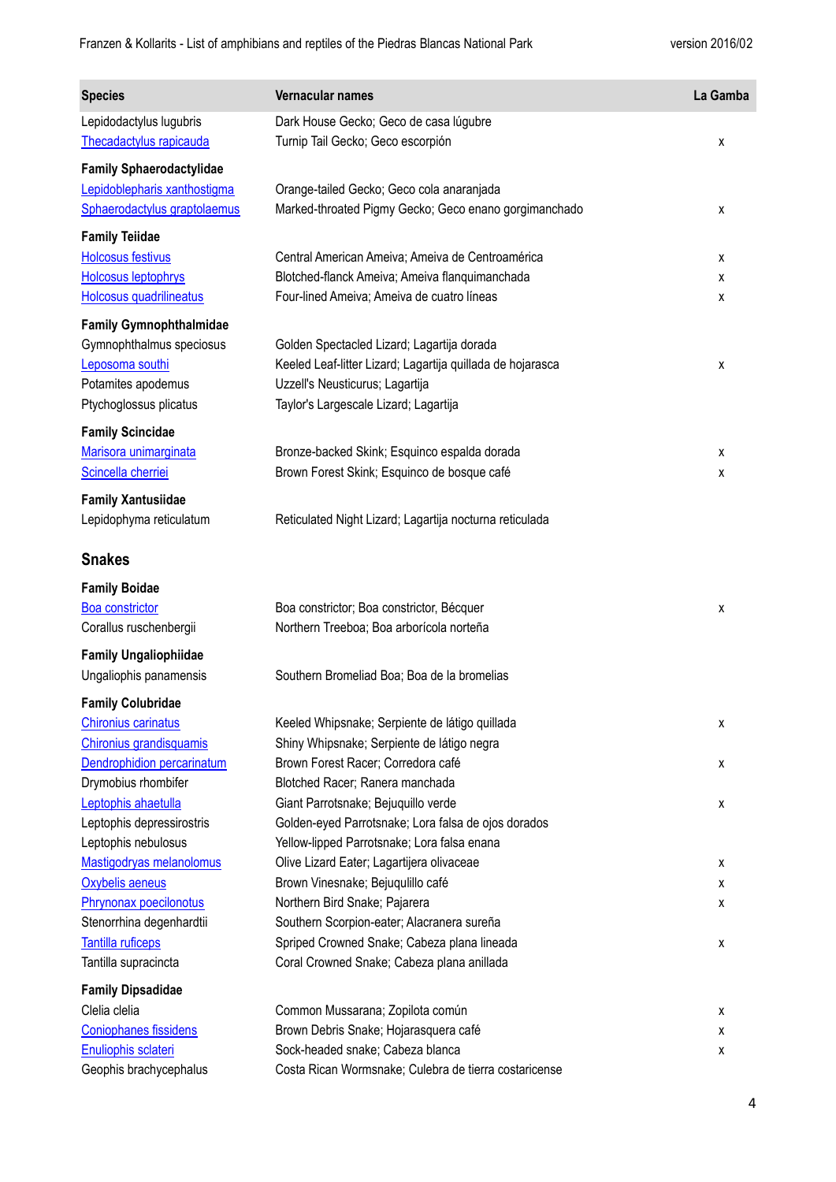| Species | Vernacular names | La Gamba |
|---|---|---|
| Lepidodactylus lugubris | Dark House Gecko; Geco de casa lúgubre | |
| Thecadactylus rapicauda | Turnip Tail Gecko; Geco escorpión | x |
| **Family Sphaerodactylidae** | | |
| Lepidoblepharis xanthostigma | Orange-tailed Gecko; Geco cola anaranjada | |
| Sphaerodactylus graptolaemus | Marked-throated Pigmy Gecko; Geco enano gorgimanchado | x |
| **Family Teiidae** | | |
| Holcosus festivus | Central American Ameiva; Ameiva de Centroamérica | x |
| Holcosus leptophrys | Blotched-flanck Ameiva; Ameiva flanquimanchada | x |
| Holcosus quadrilineatus | Four-lined Ameiva; Ameiva de cuatro líneas | x |
| **Family Gymnophthalmidae** | | |
| Gymnophthalmus speciosus | Golden Spectacled Lizard; Lagartija dorada | |
| Leposoma southi | Keeled Leaf-litter Lizard; Lagartija quillada de hojarasca | x |
| Potamites apodemus | Uzzell's Neusticurus; Lagartija | |
| Ptychoglossus plicatus | Taylor's Largescale Lizard; Lagartija | |
| **Family Scincidae** | | |
| Marisora unimarginata | Bronze-backed Skink; Esquinco espalda dorada | x |
| Scincella cherriei | Brown Forest Skink; Esquinco de bosque café | x |
| **Family Xantusiidae** | | |
| Lepidophyma reticulatum | Reticulated Night Lizard; Lagartija nocturna reticulada | |

## Snakes

| Species | Vernacular names | La Gamba |
|---|---|---|
| **Family Boidae** | | |
| Boa constrictor | Boa constrictor; Boa constrictor, Bécquer | x |
| Corallus ruschenbergii | Northern Treeboa; Boa arborícola norteña | |
| **Family Ungaliophiidae** | | |
| Ungaliophis panamensis | Southern Bromeliad Boa; Boa de la bromelias | |
| **Family Colubridae** | | |
| Chironius carinatus | Keeled Whipsnake; Serpiente de látigo quillada | x |
| Chironius grandisquamis | Shiny Whipsnake; Serpiente de látigo negra | |
| Dendrophidion percarinatum | Brown Forest Racer; Corredora café | x |
| Drymobius rhombifer | Blotched Racer; Ranera manchada | |
| Leptophis ahaetulla | Giant Parrotsnake; Bejuquillo verde | x |
| Leptophis depressirostris | Golden-eyed Parrotsnake; Lora falsa de ojos dorados | |
| Leptophis nebulosus | Yellow-lipped Parrotsnake; Lora falsa enana | |
| Mastigodryas melanolomus | Olive Lizard Eater; Lagartijera olivaceae | x |
| Oxybelis aeneus | Brown Vinesnake; Bejuqulillo café | x |
| Phrynonax poecilonotus | Northern Bird Snake; Pajarera | x |
| Stenorrhina degenhardtii | Southern Scorpion-eater; Alacranera sureña | |
| Tantilla ruficeps | Spriped Crowned Snake; Cabeza plana lineada | x |
| Tantilla supracincta | Coral Crowned Snake; Cabeza plana anillada | |
| **Family Dipsadidae** | | |
| Clelia clelia | Common Mussarana; Zopilota común | x |
| Coniophanes fissidens | Brown Debris Snake; Hojarasquera café | x |
| Enuliophis sclateri | Sock-headed snake; Cabeza blanca | x |
| Geophis brachycephalus | Costa Rican Wormsnake; Culebra de tierra costaricense | |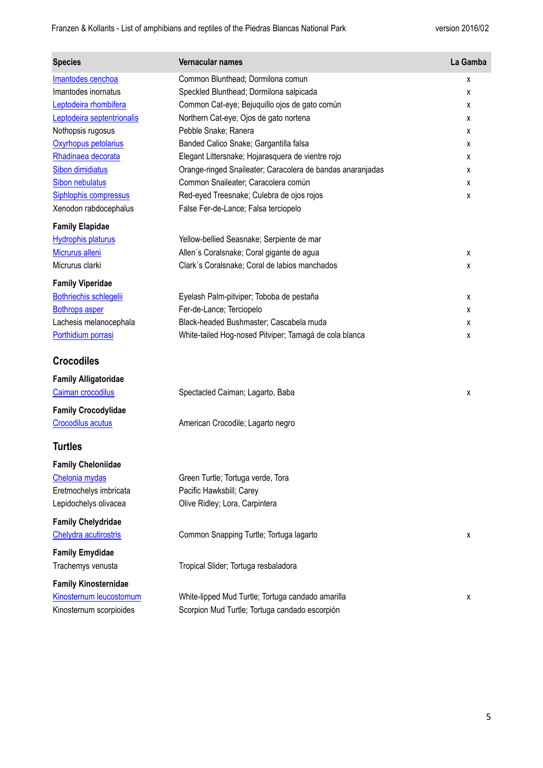| Species | Vernacular names | La Gamba |
|---|---|---|
| Imantodes cenchoa | Common Blunthead; Dormilona comun | x |
| Imantodes inornatus | Speckled Blunthead; Dormilona salpicada | x |
| Leptodeira rhombifera | Common Cat-eye; Bejuquillo ojos de gato común | x |
| Leptodeira septentrionalis | Northern Cat-eye; Ojos de gato nortena | x |
| Nothopsis rugosus | Pebble Snake; Ranera | x |
| Oxyrhopus petolarius | Banded Calico Snake; Gargantilla falsa | x |
| Rhadinaea decorata | Elegant Littersnake; Hojarasquera de vientre rojo | x |
| Sibon dimidiatus | Orange-ringed Snaileater; Caracolera de bandas anaranjadas | x |
| Sibon nebulatus | Common Snaileater; Caracolera común | x |
| Siphlophis compressus | Red-eyed Treesnake; Culebra de ojos rojos | x |
| Xenodon rabdocephalus | False Fer-de-Lance; Falsa terciopelo | |
| **Family Elapidae** | | |
| Hydrophis platurus | Yellow-bellied Seasnake; Serpiente de mar | |
| Micrurus alleni | Allen´s Coralsnake; Coral gigante de agua | x |
| Micrurus clarki | Clark´s Coralsnake; Coral de labios manchados | x |
| **Family Viperidae** | | |
| Bothriechis schlegelii | Eyelash Palm-pitviper; Toboba de pestaña | x |
| Bothrops asper | Fer-de-Lance; Terciopelo | x |
| Lachesis melanocephala | Black-headed Bushmaster; Cascabela muda | x |
| Porthidium porrasi | White-tailed Hog-nosed Pitviper; Tamagá de cola blanca | x |

## Crocodiles

| Species | Vernacular names | La Gamba |
|---|---|---|
| **Family Alligatoridae** | | |
| Caiman crocodilus | Spectacled Caiman; Lagarto, Baba | x |
| **Family Crocodylidae** | | |
| Crocodilus acutus | American Crocodile; Lagarto negro | |

## Turtles

| Species | Vernacular names | La Gamba |
|---|---|---|
| **Family Cheloniidae** | | |
| Chelonia mydas | Green Turtle; Tortuga verde, Tora | |
| Eretmochelys imbricata | Pacific Hawksbill; Carey | |
| Lepidochelys olivacea | Olive Ridley; Lora, Carpintera | |
| **Family Chelydridae** | | |
| Chelydra acutirostris | Common Snapping Turtle; Tortuga lagarto | x |
| **Family Emydidae** | | |
| Trachemys venusta | Tropical Slider; Tortuga resbaladora | |
| **Family Kinosternidae** | | |
| Kinosternum leucostomum | White-lipped Mud Turtle; Tortuga candado amarilla | x |
| Kinosternum scorpioides | Scorpion Mud Turtle; Tortuga candado escorpión | |